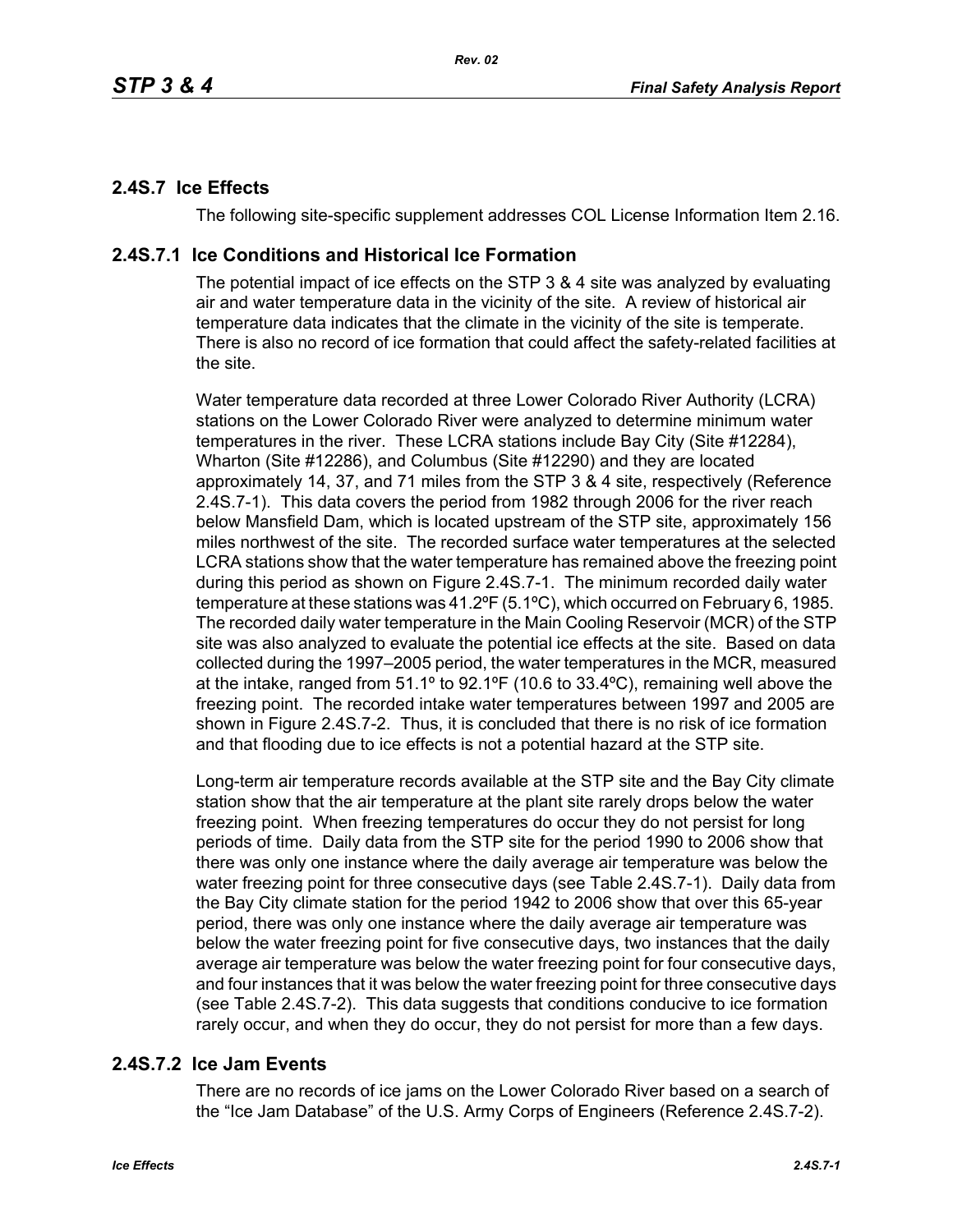## 2.4S.7 Ice Effects

The following site-specific supplement addresses COL License Information Item 2.16.

### 2.4S.7.1 Ice Conditions and Historical Ice Formation

The potential impact of ice effects on the STP 3 & 4 site was analyzed by evaluating air and water temperature data in the vicinity of the site. A review of historical air temperature data indicates that the climate in the vicinity of the site is temperate. There is also no record of ice formation that could affect the safety-related facilities at the site.

Water temperature data recorded at three Lower Colorado River Authority (LCRA) stations on the Lower Colorado River were analyzed to determine minimum water temperatures in the river. These LCRA stations include Bay City (Site #12284), Wharton (Site #12286), and Columbus (Site #12290) and they are located approximately 14, 37, and 71 miles from the STP 3 & 4 site, respectively (Reference 2.4S.7-1). This data covers the period from 1982 through 2006 for the river reach below Mansfield Dam, which is located upstream of the STP site, approximately 156 miles northwest of the site. The recorded surface water temperatures at the selected LCRA stations show that the water temperature has remained above the freezing point during this period as shown on Figure 2.4S.7-1. The minimum recorded daily water temperature at these stations was 41.2ºF (5.1ºC), which occurred on February 6, 1985. The recorded daily water temperature in the Main Cooling Reservoir (MCR) of the STP site was also analyzed to evaluate the potential ice effects at the site. Based on data collected during the 1997–2005 period, the water temperatures in the MCR, measured at the intake, ranged from 51.1º to 92.1ºF (10.6 to 33.4ºC), remaining well above the freezing point. The recorded intake water temperatures between 1997 and 2005 are shown in Figure 2.4S.7-2. Thus, it is concluded that there is no risk of ice formation and that flooding due to ice effects is not a potential hazard at the STP site.

Long-term air temperature records available at the STP site and the Bay City climate station show that the air temperature at the plant site rarely drops below the water freezing point. When freezing temperatures do occur they do not persist for long periods of time. Daily data from the STP site for the period 1990 to 2006 show that there was only one instance where the daily average air temperature was below the water freezing point for three consecutive days (see Table 2.4S.7-1). Daily data from the Bay City climate station for the period 1942 to 2006 show that over this 65-year period, there was only one instance where the daily average air temperature was below the water freezing point for five consecutive days, two instances that the daily average air temperature was below the water freezing point for four consecutive days, and four instances that it was below the water freezing point for three consecutive days (see Table 2.4S.7-2). This data suggests that conditions conducive to ice formation rarely occur, and when they do occur, they do not persist for more than a few days.

### 2.4S.7.2 Ice Jam Events

There are no records of ice jams on the Lower Colorado River based on a search of the "Ice Jam Database" of the U.S. Army Corps of Engineers (Reference 2.4S.7-2).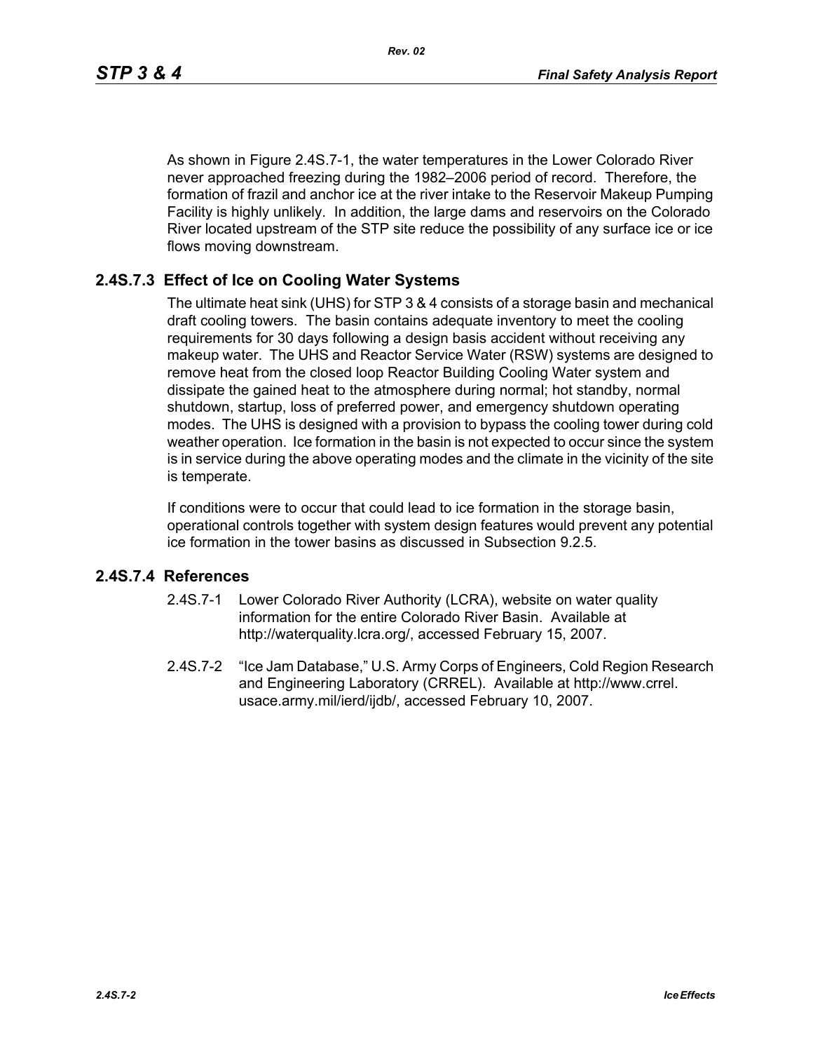As shown in Figure 2.4S.7-1, the water temperatures in the Lower Colorado River never approached freezing during the 1982–2006 period of record. Therefore, the formation of frazil and anchor ice at the river intake to the Reservoir Makeup Pumping Facility is highly unlikely. In addition, the large dams and reservoirs on the Colorado River located upstream of the STP site reduce the possibility of any surface ice or ice flows moving downstream.

## 2.4S.7.3 Effect of Ice on Cooling Water Systems

The ultimate heat sink (UHS) for STP 3 & 4 consists of a storage basin and mechanical draft cooling towers. The basin contains adequate inventory to meet the cooling requirements for 30 days following a design basis accident without receiving any makeup water. The UHS and Reactor Service Water (RSW) systems are designed to remove heat from the closed loop Reactor Building Cooling Water system and dissipate the gained heat to the atmosphere during normal; hot standby, normal shutdown, startup, loss of preferred power, and emergency shutdown operating modes. The UHS is designed with a provision to bypass the cooling tower during cold weather operation. Ice formation in the basin is not expected to occur since the system is in service during the above operating modes and the climate in the vicinity of the site is temperate.

If conditions were to occur that could lead to ice formation in the storage basin, operational controls together with system design features would prevent any potential ice formation in the tower basins as discussed in Subsection 9.2.5.

## 2.4S.7.4 References

2.4S.7-1 Lower Colorado River Authority (LCRA), website on water quality information for the entire Colorado River Basin. Available at http://waterquality.lcra.org/, accessed February 15, 2007.

2.4S.7-2 "Ice Jam Database," U.S. Army Corps of Engineers, Cold Region Research and Engineering Laboratory (CRREL). Available at http://www.crrel.usace.army.mil/ierd/ijdb/, accessed February 10, 2007.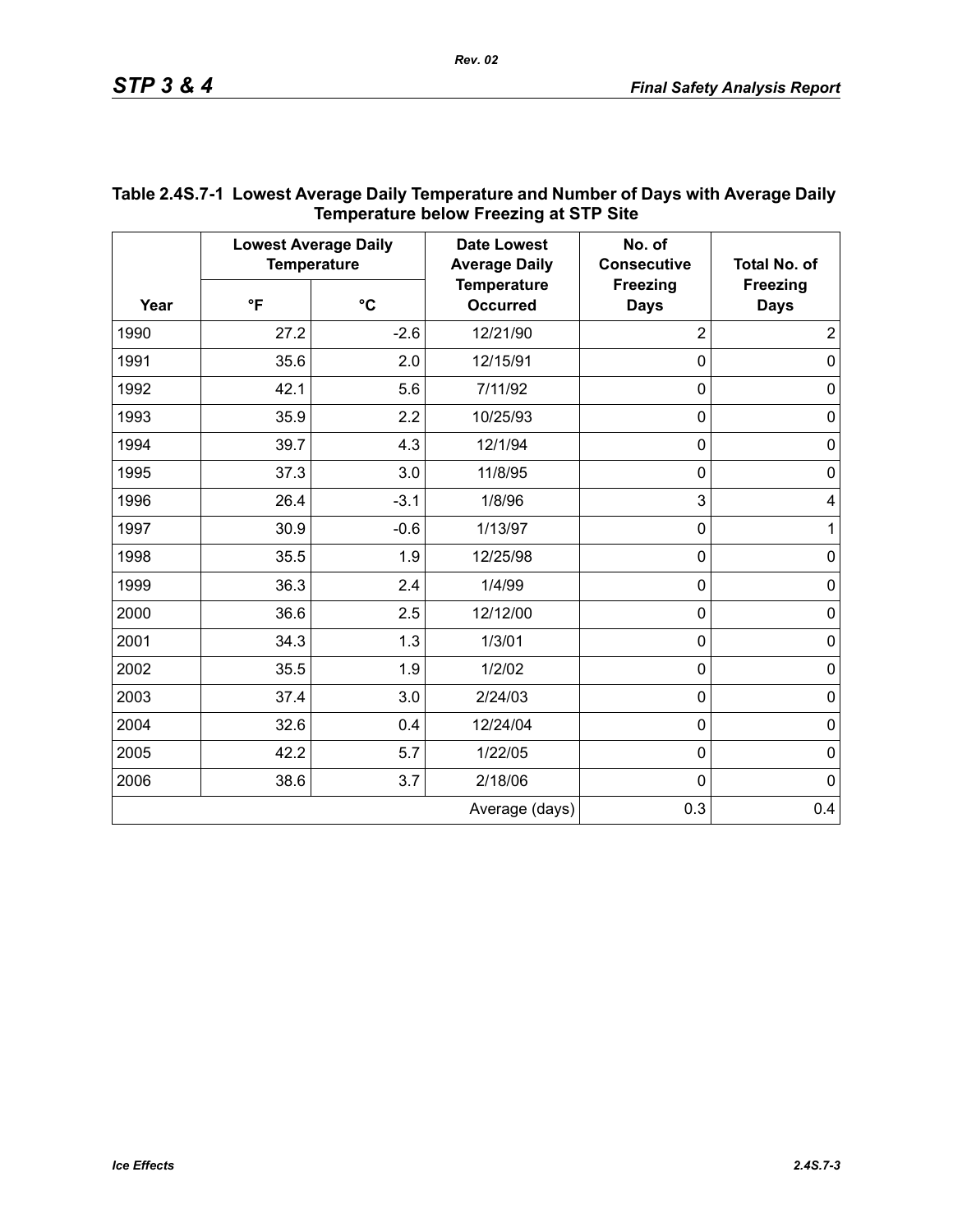**Table 2.4S.7-1 Lowest Average Daily Temperature and Number of Days with Average Daily Temperature below Freezing at STP Site**

| Year | Lowest Average Daily Temperature | | Date Lowest Average Daily Temperature Occurred | No. of Consecutive Freezing Days | Total No. of Freezing Days |
|---|---|---|---|---|---|
| | °F | °C | | | |
| 1990 | 27.2 | -2.6 | 12/21/90 | 2 | 2 |
| 1991 | 35.6 | 2.0 | 12/15/91 | 0 | 0 |
| 1992 | 42.1 | 5.6 | 7/11/92 | 0 | 0 |
| 1993 | 35.9 | 2.2 | 10/25/93 | 0 | 0 |
| 1994 | 39.7 | 4.3 | 12/1/94 | 0 | 0 |
| 1995 | 37.3 | 3.0 | 11/8/95 | 0 | 0 |
| 1996 | 26.4 | -3.1 | 1/8/96 | 3 | 4 |
| 1997 | 30.9 | -0.6 | 1/13/97 | 0 | 1 |
| 1998 | 35.5 | 1.9 | 12/25/98 | 0 | 0 |
| 1999 | 36.3 | 2.4 | 1/4/99 | 0 | 0 |
| 2000 | 36.6 | 2.5 | 12/12/00 | 0 | 0 |
| 2001 | 34.3 | 1.3 | 1/3/01 | 0 | 0 |
| 2002 | 35.5 | 1.9 | 1/2/02 | 0 | 0 |
| 2003 | 37.4 | 3.0 | 2/24/03 | 0 | 0 |
| 2004 | 32.6 | 0.4 | 12/24/04 | 0 | 0 |
| 2005 | 42.2 | 5.7 | 1/22/05 | 0 | 0 |
| 2006 | 38.6 | 3.7 | 2/18/06 | 0 | 0 |
| | | | Average (days) | 0.3 | 0.4 |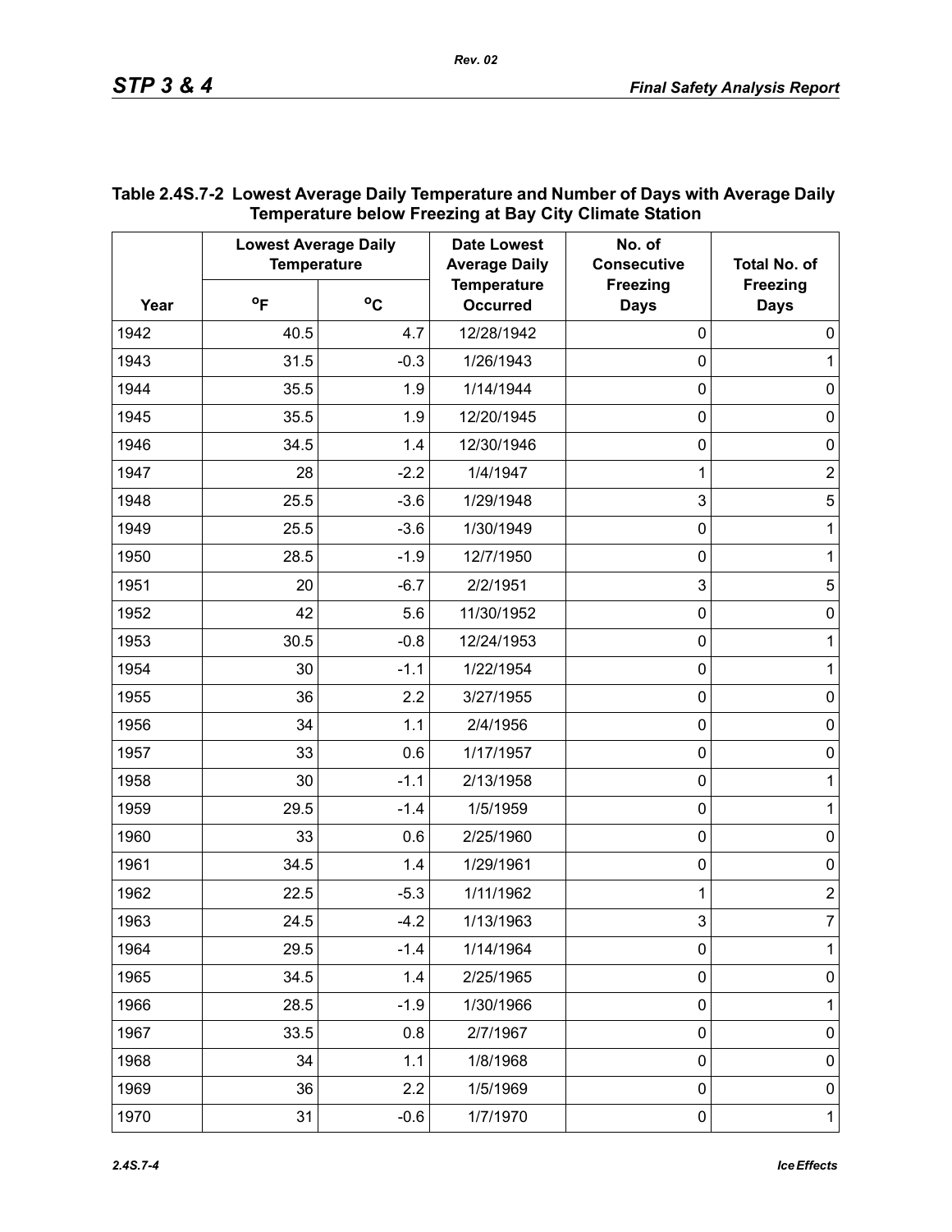**Table 2.4S.7-2 Lowest Average Daily Temperature and Number of Days with Average Daily Temperature below Freezing at Bay City Climate Station**

| Year | Lowest Average Daily Temperature | | Date Lowest Average Daily Temperature Occurred | No. of Consecutive Freezing Days | Total No. of Freezing Days |
|---|---|---|---|---|---|
| | °F | °C | | | |
| 1942 | 40.5 | 4.7 | 12/28/1942 | 0 | 0 |
| 1943 | 31.5 | -0.3 | 1/26/1943 | 0 | 1 |
| 1944 | 35.5 | 1.9 | 1/14/1944 | 0 | 0 |
| 1945 | 35.5 | 1.9 | 12/20/1945 | 0 | 0 |
| 1946 | 34.5 | 1.4 | 12/30/1946 | 0 | 0 |
| 1947 | 28 | -2.2 | 1/4/1947 | 1 | 2 |
| 1948 | 25.5 | -3.6 | 1/29/1948 | 3 | 5 |
| 1949 | 25.5 | -3.6 | 1/30/1949 | 0 | 1 |
| 1950 | 28.5 | -1.9 | 12/7/1950 | 0 | 1 |
| 1951 | 20 | -6.7 | 2/2/1951 | 3 | 5 |
| 1952 | 42 | 5.6 | 11/30/1952 | 0 | 0 |
| 1953 | 30.5 | -0.8 | 12/24/1953 | 0 | 1 |
| 1954 | 30 | -1.1 | 1/22/1954 | 0 | 1 |
| 1955 | 36 | 2.2 | 3/27/1955 | 0 | 0 |
| 1956 | 34 | 1.1 | 2/4/1956 | 0 | 0 |
| 1957 | 33 | 0.6 | 1/17/1957 | 0 | 0 |
| 1958 | 30 | -1.1 | 2/13/1958 | 0 | 1 |
| 1959 | 29.5 | -1.4 | 1/5/1959 | 0 | 1 |
| 1960 | 33 | 0.6 | 2/25/1960 | 0 | 0 |
| 1961 | 34.5 | 1.4 | 1/29/1961 | 0 | 0 |
| 1962 | 22.5 | -5.3 | 1/11/1962 | 1 | 2 |
| 1963 | 24.5 | -4.2 | 1/13/1963 | 3 | 7 |
| 1964 | 29.5 | -1.4 | 1/14/1964 | 0 | 1 |
| 1965 | 34.5 | 1.4 | 2/25/1965 | 0 | 0 |
| 1966 | 28.5 | -1.9 | 1/30/1966 | 0 | 1 |
| 1967 | 33.5 | 0.8 | 2/7/1967 | 0 | 0 |
| 1968 | 34 | 1.1 | 1/8/1968 | 0 | 0 |
| 1969 | 36 | 2.2 | 1/5/1969 | 0 | 0 |
| 1970 | 31 | -0.6 | 1/7/1970 | 0 | 1 |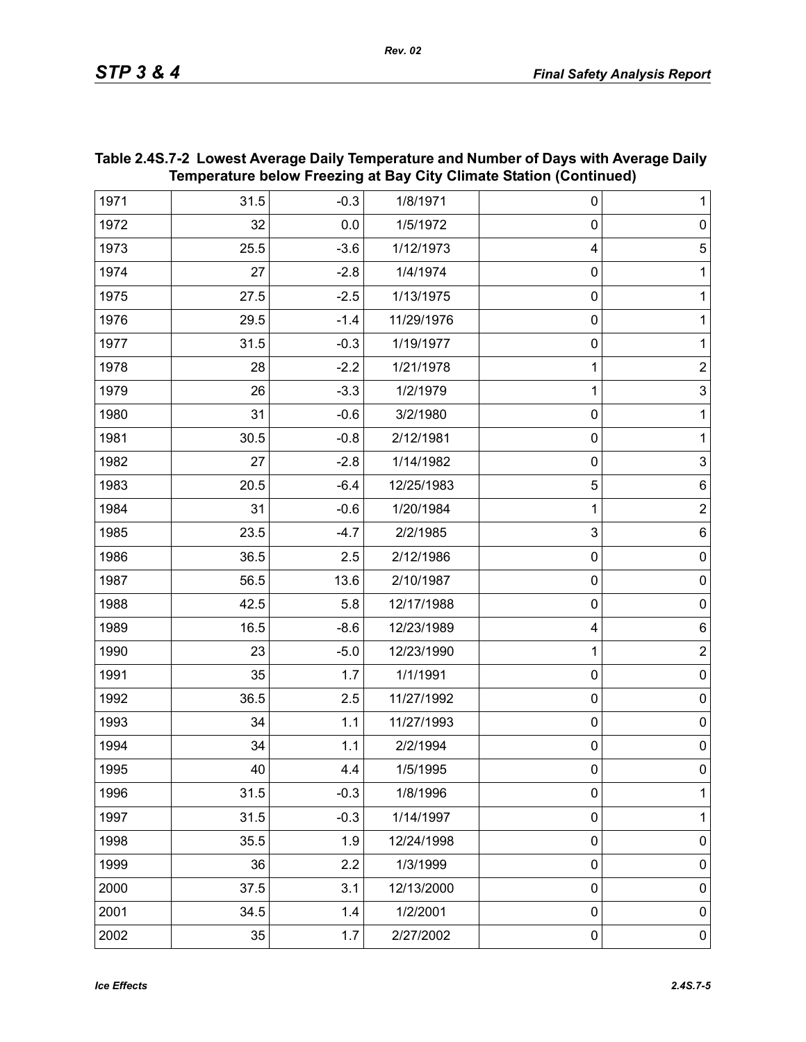**Table 2.4S.7-2 Lowest Average Daily Temperature and Number of Days with Average Daily Temperature below Freezing at Bay City Climate Station (Continued)**

| | | | | | |
|---|---|---|---|---|---|
| 1971 | 31.5 | -0.3 | 1/8/1971 | 0 | 1 |
| 1972 | 32 | 0.0 | 1/5/1972 | 0 | 0 |
| 1973 | 25.5 | -3.6 | 1/12/1973 | 4 | 5 |
| 1974 | 27 | -2.8 | 1/4/1974 | 0 | 1 |
| 1975 | 27.5 | -2.5 | 1/13/1975 | 0 | 1 |
| 1976 | 29.5 | -1.4 | 11/29/1976 | 0 | 1 |
| 1977 | 31.5 | -0.3 | 1/19/1977 | 0 | 1 |
| 1978 | 28 | -2.2 | 1/21/1978 | 1 | 2 |
| 1979 | 26 | -3.3 | 1/2/1979 | 1 | 3 |
| 1980 | 31 | -0.6 | 3/2/1980 | 0 | 1 |
| 1981 | 30.5 | -0.8 | 2/12/1981 | 0 | 1 |
| 1982 | 27 | -2.8 | 1/14/1982 | 0 | 3 |
| 1983 | 20.5 | -6.4 | 12/25/1983 | 5 | 6 |
| 1984 | 31 | -0.6 | 1/20/1984 | 1 | 2 |
| 1985 | 23.5 | -4.7 | 2/2/1985 | 3 | 6 |
| 1986 | 36.5 | 2.5 | 2/12/1986 | 0 | 0 |
| 1987 | 56.5 | 13.6 | 2/10/1987 | 0 | 0 |
| 1988 | 42.5 | 5.8 | 12/17/1988 | 0 | 0 |
| 1989 | 16.5 | -8.6 | 12/23/1989 | 4 | 6 |
| 1990 | 23 | -5.0 | 12/23/1990 | 1 | 2 |
| 1991 | 35 | 1.7 | 1/1/1991 | 0 | 0 |
| 1992 | 36.5 | 2.5 | 11/27/1992 | 0 | 0 |
| 1993 | 34 | 1.1 | 11/27/1993 | 0 | 0 |
| 1994 | 34 | 1.1 | 2/2/1994 | 0 | 0 |
| 1995 | 40 | 4.4 | 1/5/1995 | 0 | 0 |
| 1996 | 31.5 | -0.3 | 1/8/1996 | 0 | 1 |
| 1997 | 31.5 | -0.3 | 1/14/1997 | 0 | 1 |
| 1998 | 35.5 | 1.9 | 12/24/1998 | 0 | 0 |
| 1999 | 36 | 2.2 | 1/3/1999 | 0 | 0 |
| 2000 | 37.5 | 3.1 | 12/13/2000 | 0 | 0 |
| 2001 | 34.5 | 1.4 | 1/2/2001 | 0 | 0 |
| 2002 | 35 | 1.7 | 2/27/2002 | 0 | 0 |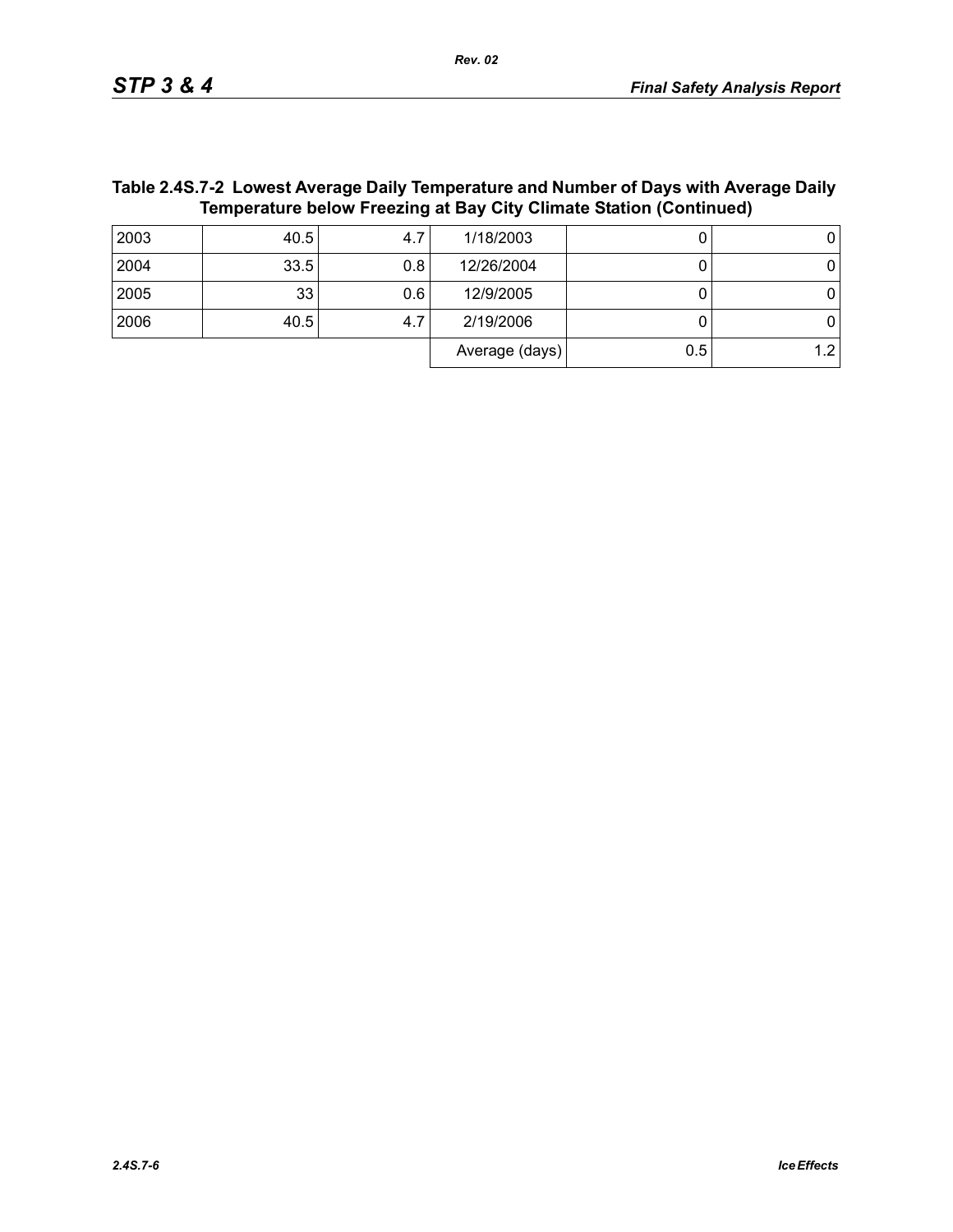**Table 2.4S.7-2 Lowest Average Daily Temperature and Number of Days with Average Daily Temperature below Freezing at Bay City Climate Station (Continued)**

| | | | | | |
|---|---|---|---|---|---|
| 2003 | 40.5 | 4.7 | 1/18/2003 | 0 | 0 |
| 2004 | 33.5 | 0.8 | 12/26/2004 | 0 | 0 |
| 2005 | 33 | 0.6 | 12/9/2005 | 0 | 0 |
| 2006 | 40.5 | 4.7 | 2/19/2006 | 0 | 0 |
| | | | Average (days) | 0.5 | 1.2 |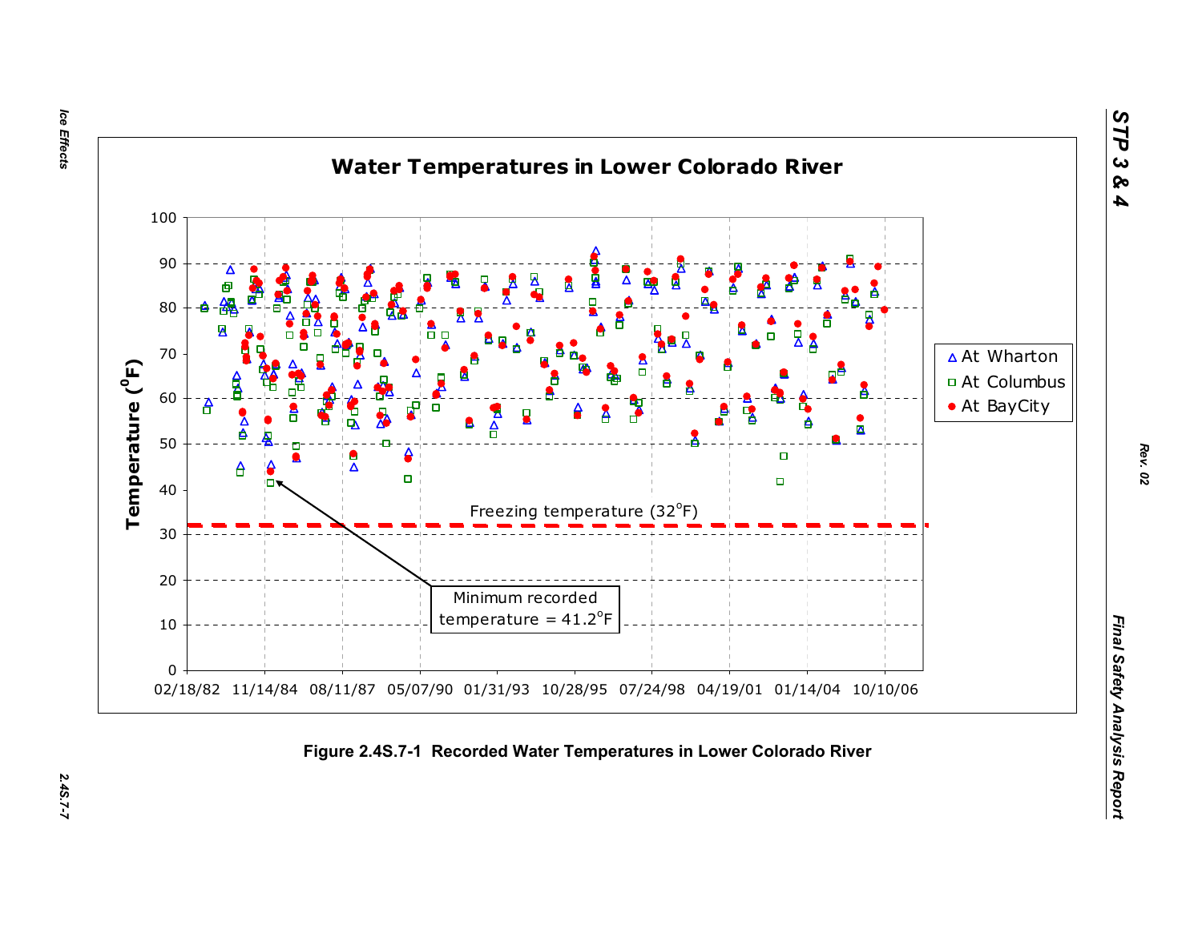**Water Temperatures in Lower Colorado River**

Temperature ($^{0}$F)

100
90
80
70
60
50
40
30
20
10
0

02/18/82 11/14/84 08/11/87 05/07/90 01/31/93 10/28/95 07/24/98 04/19/01 01/14/04 10/10/06

△ At Wharton
□ At Columbus
● At BayCity

Freezing temperature (32$^{o}$F)

Minimum recorded temperature = 41.2$^{o}$F

**Figure 2.4S.7-1 Recorded Water Temperatures in Lower Colorado River**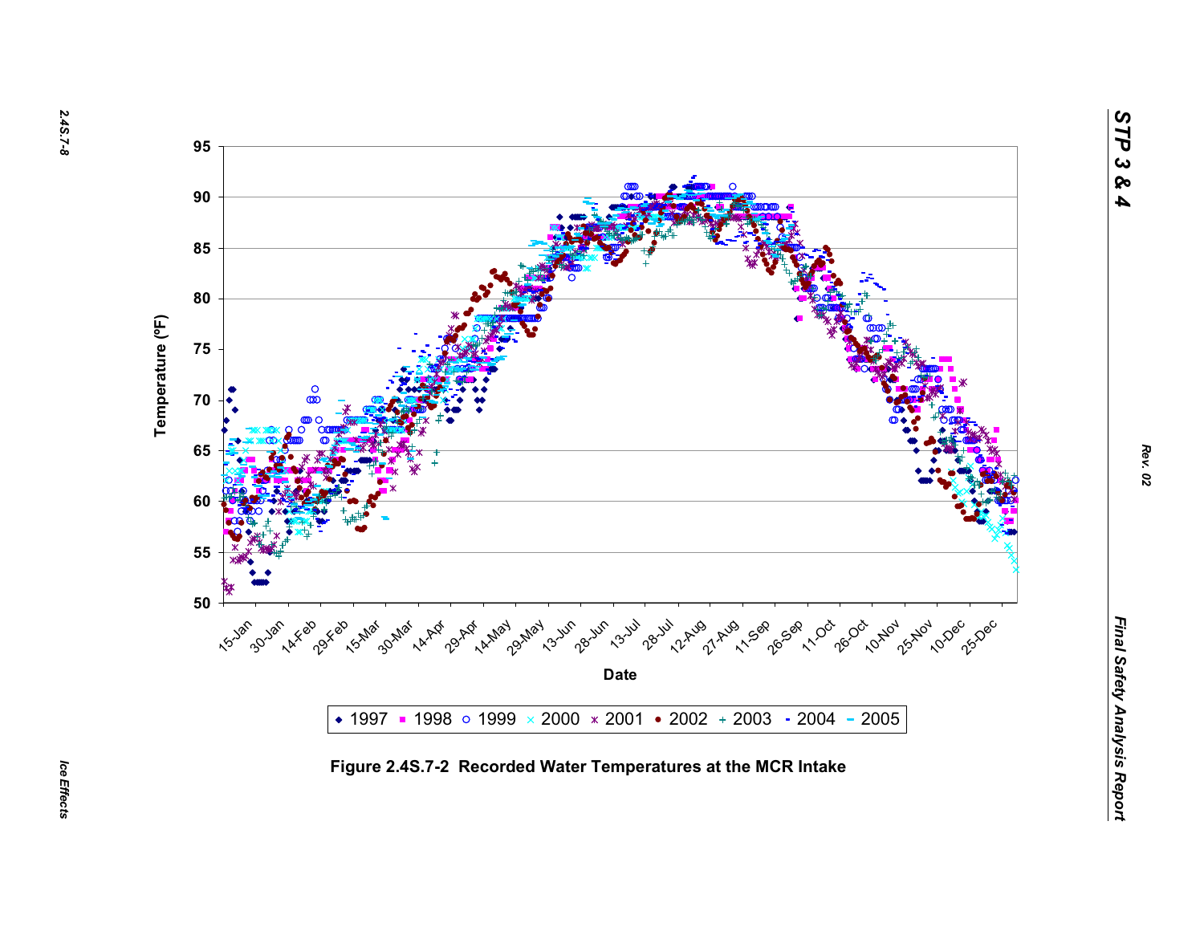95

90

85

80

75

70

65

60

55

50

Temperature (ºF)

15-Jan 30-Jan 14-Feb 29-Feb 15-Mar 30-Mar 14-Apr 29-Apr 14-May 29-May 13-Jun 28-Jun 13-Jul 28-Jul 12-Aug 27-Aug 11-Sep 26-Sep 11-Oct 26-Oct 10-Nov 25-Nov 10-Dec 25-Dec

Date

1997 1998 1999 2000 2001 2002 2003 2004 2005

**Figure 2.4S.7-2 Recorded Water Temperatures at the MCR Intake**